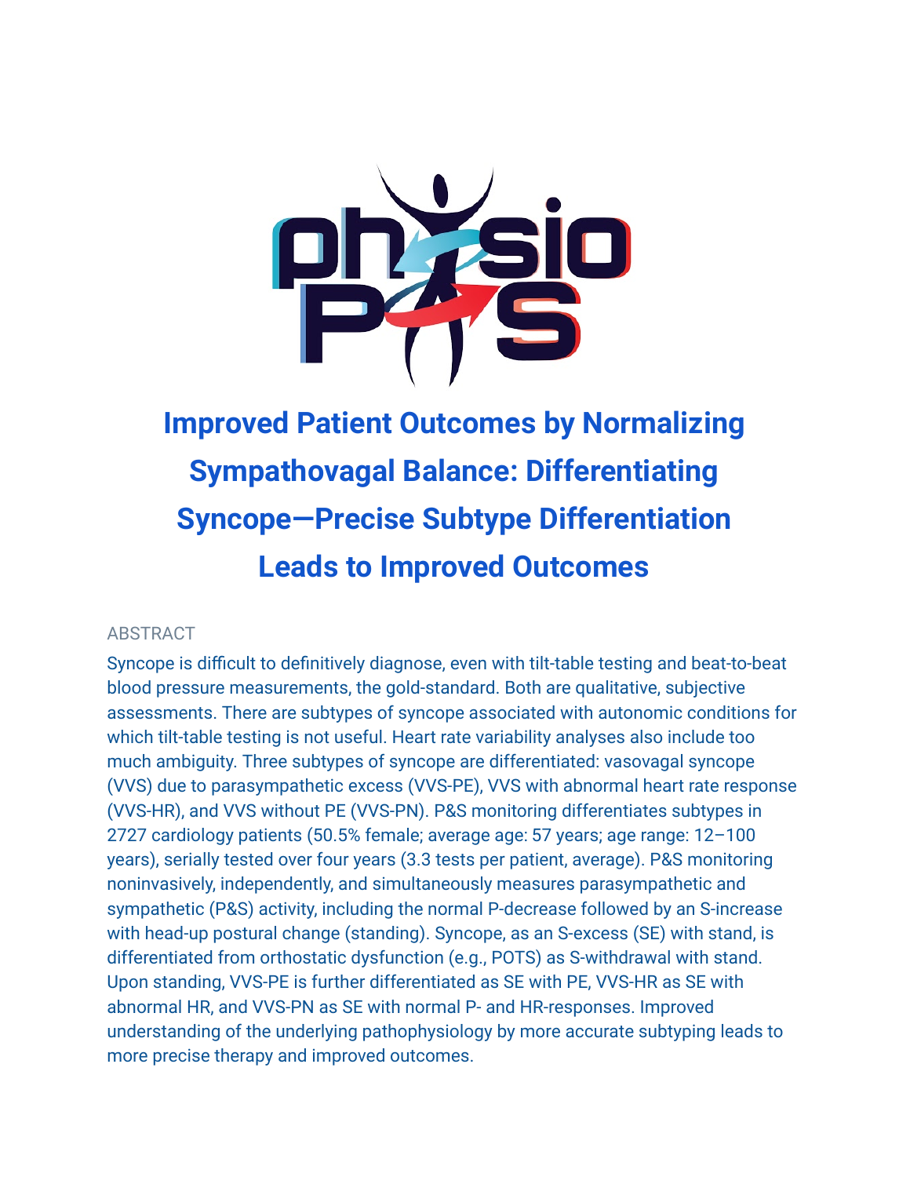# Improved Patient Outcomes by Normalizing Sympathovagal Balance: Differentiating Syncope—Precise Subtype Differentiation Leads to Improved Outcomes

ABSTRACT

Syncope is difficult to definitively diagnose, even with tilt-table testing and beat-to-beat blood pressure measurements, the gold-standard. Both are qualitative, subjective assessments. There are subtypes of syncope associated with autonomic conditions for which tilt-table testing is not useful. Heart rate variability analyses also include too much ambiguity. Three subtypes of syncope are differentiated: vasovagal syncope (VVS) due to parasympathetic excess (VVS-PE), VVS with abnormal heart rate response (VVS-HR), and VVS without PE (VVS-PN). P&S monitoring differentiates subtypes in 2727 cardiology patients (50.5% female; average age: 57 years; age range: 12–100 years), serially tested over four years (3.3 tests per patient, average). P&S monitoring noninvasively, independently, and simultaneously measures parasympathetic and sympathetic (P&S) activity, including the normal P-decrease followed by an S-increase with head-up postural change (standing). Syncope, as an S-excess (SE) with stand, is differentiated from orthostatic dysfunction (e.g., POTS) as S-withdrawal with stand. Upon standing, VVS-PE is further differentiated as SE with PE, VVS-HR as SE with abnormal HR, and VVS-PN as SE with normal P- and HR-responses. Improved understanding of the underlying pathophysiology by more accurate subtyping leads to more precise therapy and improved outcomes.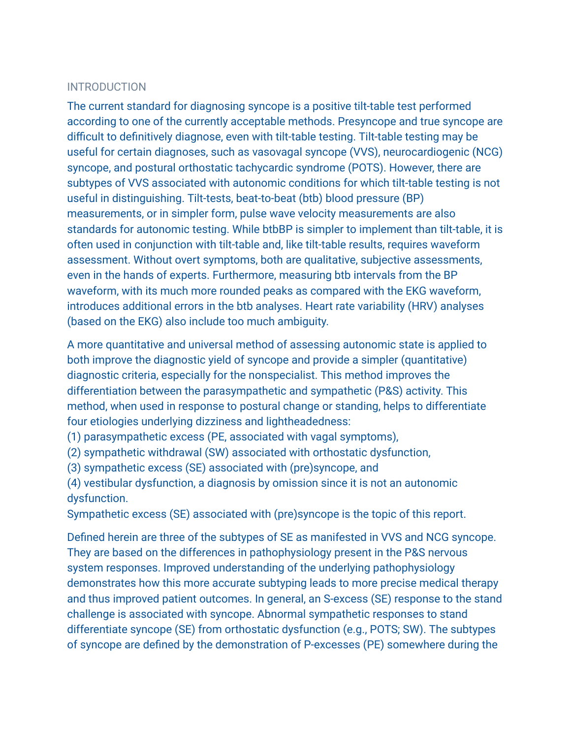## INTRODUCTION

The current standard for diagnosing syncope is a positive tilt-table test performed according to one of the currently acceptable methods. Presyncope and true syncope are difficult to definitively diagnose, even with tilt-table testing. Tilt-table testing may be useful for certain diagnoses, such as vasovagal syncope (VVS), neurocardiogenic (NCG) syncope, and postural orthostatic tachycardic syndrome (POTS). However, there are subtypes of VVS associated with autonomic conditions for which tilt-table testing is not useful in distinguishing. Tilt-tests, beat-to-beat (btb) blood pressure (BP) measurements, or in simpler form, pulse wave velocity measurements are also standards for autonomic testing. While btbBP is simpler to implement than tilt-table, it is often used in conjunction with tilt-table and, like tilt-table results, requires waveform assessment. Without overt symptoms, both are qualitative, subjective assessments, even in the hands of experts. Furthermore, measuring btb intervals from the BP waveform, with its much more rounded peaks as compared with the EKG waveform, introduces additional errors in the btb analyses. Heart rate variability (HRV) analyses (based on the EKG) also include too much ambiguity.

A more quantitative and universal method of assessing autonomic state is applied to both improve the diagnostic yield of syncope and provide a simpler (quantitative) diagnostic criteria, especially for the nonspecialist. This method improves the differentiation between the parasympathetic and sympathetic (P&S) activity. This method, when used in response to postural change or standing, helps to differentiate four etiologies underlying dizziness and lightheadedness:
(1) parasympathetic excess (PE, associated with vagal symptoms),
(2) sympathetic withdrawal (SW) associated with orthostatic dysfunction,
(3) sympathetic excess (SE) associated with (pre)syncope, and
(4) vestibular dysfunction, a diagnosis by omission since it is not an autonomic dysfunction.
Sympathetic excess (SE) associated with (pre)syncope is the topic of this report.

Defined herein are three of the subtypes of SE as manifested in VVS and NCG syncope. They are based on the differences in pathophysiology present in the P&S nervous system responses. Improved understanding of the underlying pathophysiology demonstrates how this more accurate subtyping leads to more precise medical therapy and thus improved patient outcomes. In general, an S-excess (SE) response to the stand challenge is associated with syncope. Abnormal sympathetic responses to stand differentiate syncope (SE) from orthostatic dysfunction (e.g., POTS; SW). The subtypes of syncope are defined by the demonstration of P-excesses (PE) somewhere during the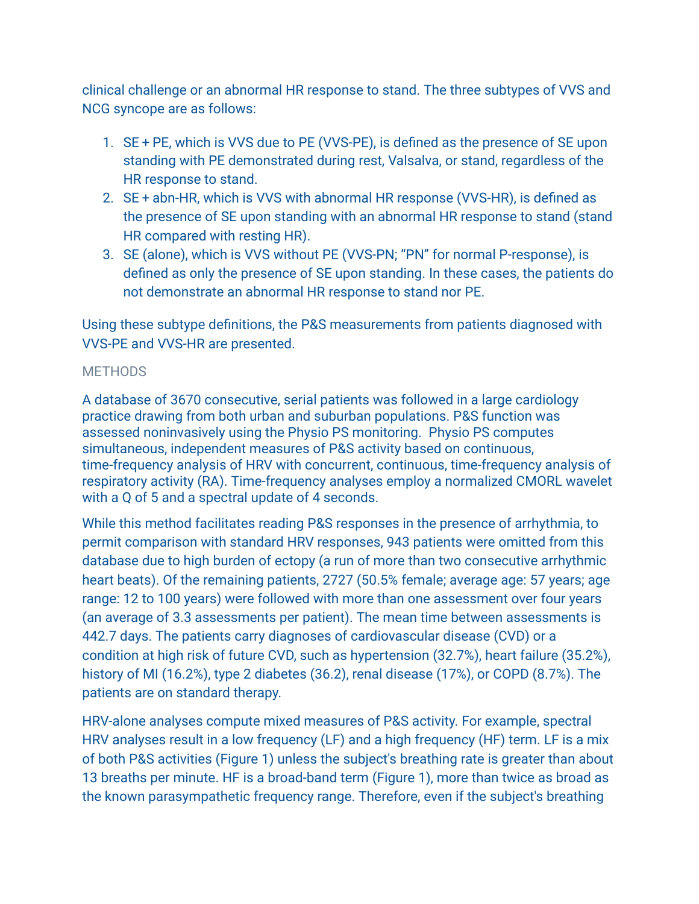clinical challenge or an abnormal HR response to stand. The three subtypes of VVS and NCG syncope are as follows:

1. SE + PE, which is VVS due to PE (VVS-PE), is defined as the presence of SE upon standing with PE demonstrated during rest, Valsalva, or stand, regardless of the HR response to stand.
2. SE + abn-HR, which is VVS with abnormal HR response (VVS-HR), is defined as the presence of SE upon standing with an abnormal HR response to stand (stand HR compared with resting HR).
3. SE (alone), which is VVS without PE (VVS-PN; "PN" for normal P-response), is defined as only the presence of SE upon standing. In these cases, the patients do not demonstrate an abnormal HR response to stand nor PE.

Using these subtype definitions, the P&S measurements from patients diagnosed with VVS-PE and VVS-HR are presented.

## METHODS

A database of 3670 consecutive, serial patients was followed in a large cardiology practice drawing from both urban and suburban populations. P&S function was assessed noninvasively using the Physio PS monitoring. Physio PS computes simultaneous, independent measures of P&S activity based on continuous, time-frequency analysis of HRV with concurrent, continuous, time-frequency analysis of respiratory activity (RA). Time-frequency analyses employ a normalized CMORL wavelet with a Q of 5 and a spectral update of 4 seconds.

While this method facilitates reading P&S responses in the presence of arrhythmia, to permit comparison with standard HRV responses, 943 patients were omitted from this database due to high burden of ectopy (a run of more than two consecutive arrhythmic heart beats). Of the remaining patients, 2727 (50.5% female; average age: 57 years; age range: 12 to 100 years) were followed with more than one assessment over four years (an average of 3.3 assessments per patient). The mean time between assessments is 442.7 days. The patients carry diagnoses of cardiovascular disease (CVD) or a condition at high risk of future CVD, such as hypertension (32.7%), heart failure (35.2%), history of MI (16.2%), type 2 diabetes (36.2), renal disease (17%), or COPD (8.7%). The patients are on standard therapy.

HRV-alone analyses compute mixed measures of P&S activity. For example, spectral HRV analyses result in a low frequency (LF) and a high frequency (HF) term. LF is a mix of both P&S activities (Figure 1) unless the subject's breathing rate is greater than about 13 breaths per minute. HF is a broad-band term (Figure 1), more than twice as broad as the known parasympathetic frequency range. Therefore, even if the subject's breathing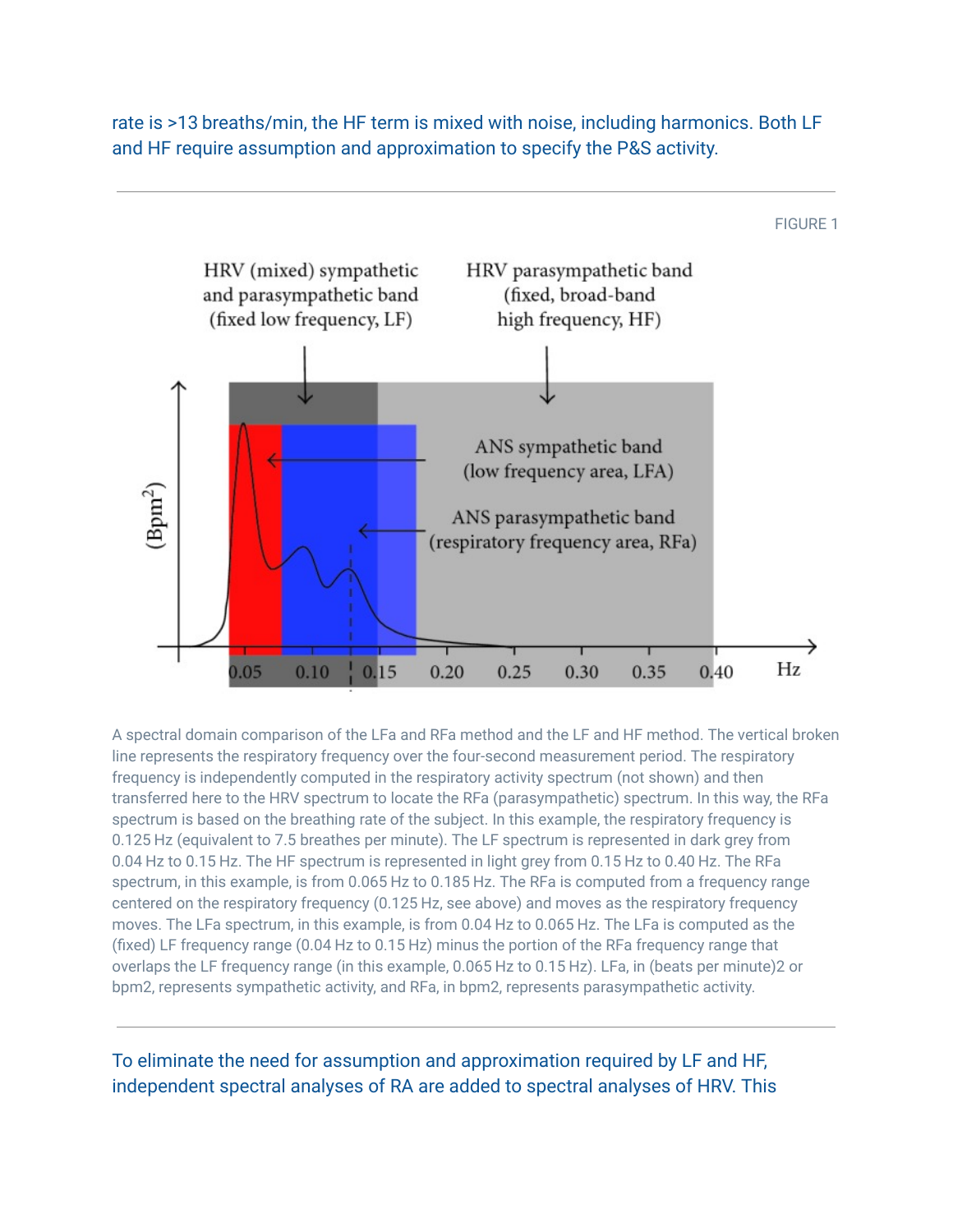rate is >13 breaths/min, the HF term is mixed with noise, including harmonics. Both LF and HF require assumption and approximation to specify the P&S activity.

FIGURE 1

A spectral domain comparison of the LFa and RFa method and the LF and HF method. The vertical broken line represents the respiratory frequency over the four-second measurement period. The respiratory frequency is independently computed in the respiratory activity spectrum (not shown) and then transferred here to the HRV spectrum to locate the RFa (parasympathetic) spectrum. In this way, the RFa spectrum is based on the breathing rate of the subject. In this example, the respiratory frequency is 0.125 Hz (equivalent to 7.5 breathes per minute). The LF spectrum is represented in dark grey from 0.04 Hz to 0.15 Hz. The HF spectrum is represented in light grey from 0.15 Hz to 0.40 Hz. The RFa spectrum, in this example, is from 0.065 Hz to 0.185 Hz. The RFa is computed from a frequency range centered on the respiratory frequency (0.125 Hz, see above) and moves as the respiratory frequency moves. The LFa spectrum, in this example, is from 0.04 Hz to 0.065 Hz. The LFa is computed as the (fixed) LF frequency range (0.04 Hz to 0.15 Hz) minus the portion of the RFa frequency range that overlaps the LF frequency range (in this example, 0.065 Hz to 0.15 Hz). LFa, in (beats per minute)2 or bpm2, represents sympathetic activity, and RFa, in bpm2, represents parasympathetic activity.

To eliminate the need for assumption and approximation required by LF and HF, independent spectral analyses of RA are added to spectral analyses of HRV. This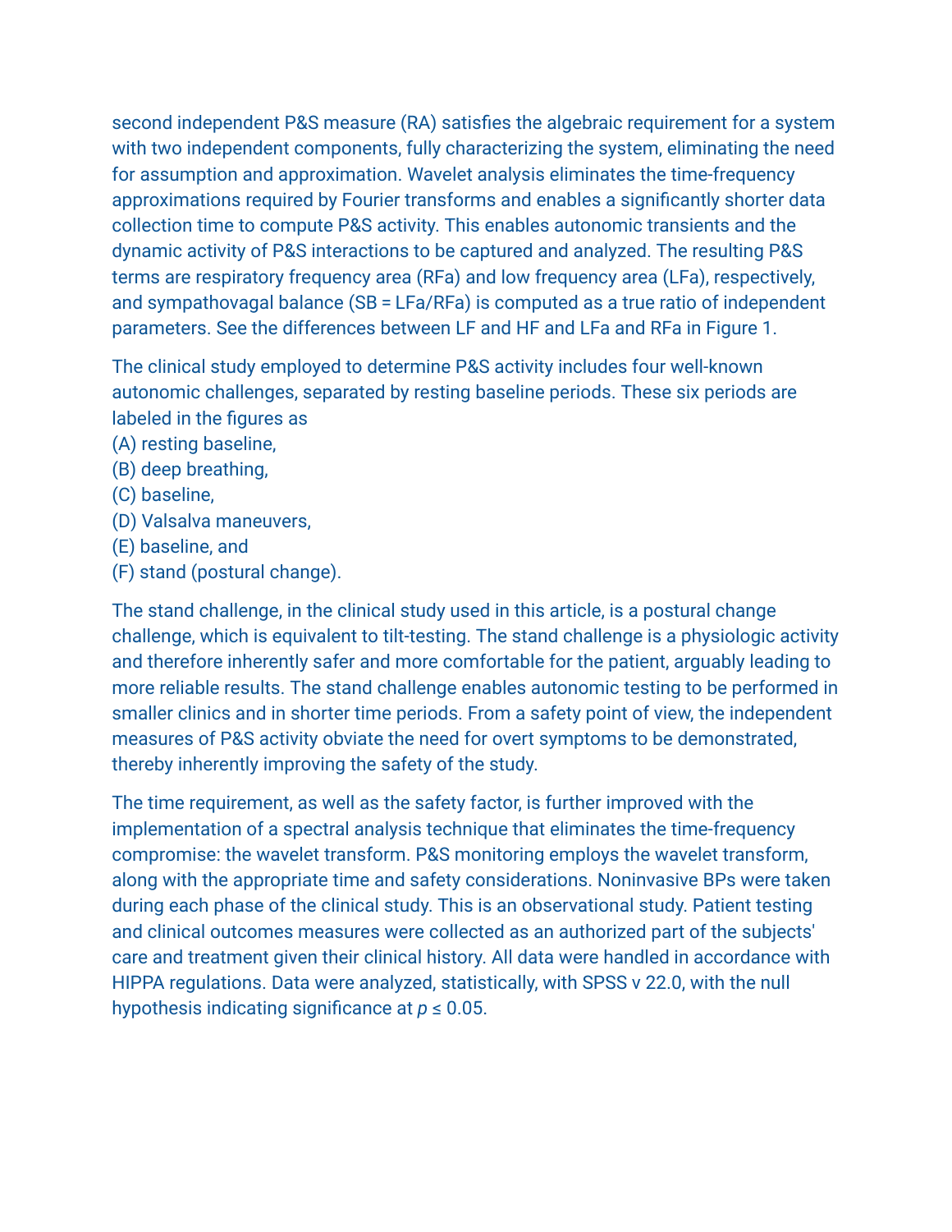second independent P&S measure (RA) satisfies the algebraic requirement for a system with two independent components, fully characterizing the system, eliminating the need for assumption and approximation. Wavelet analysis eliminates the time-frequency approximations required by Fourier transforms and enables a significantly shorter data collection time to compute P&S activity. This enables autonomic transients and the dynamic activity of P&S interactions to be captured and analyzed. The resulting P&S terms are respiratory frequency area (RFa) and low frequency area (LFa), respectively, and sympathovagal balance (SB = LFa/RFa) is computed as a true ratio of independent parameters. See the differences between LF and HF and LFa and RFa in Figure 1.

The clinical study employed to determine P&S activity includes four well-known autonomic challenges, separated by resting baseline periods. These six periods are labeled in the figures as
(A) resting baseline,
(B) deep breathing,
(C) baseline,
(D) Valsalva maneuvers,
(E) baseline, and
(F) stand (postural change).

The stand challenge, in the clinical study used in this article, is a postural change challenge, which is equivalent to tilt-testing. The stand challenge is a physiologic activity and therefore inherently safer and more comfortable for the patient, arguably leading to more reliable results. The stand challenge enables autonomic testing to be performed in smaller clinics and in shorter time periods. From a safety point of view, the independent measures of P&S activity obviate the need for overt symptoms to be demonstrated, thereby inherently improving the safety of the study.

The time requirement, as well as the safety factor, is further improved with the implementation of a spectral analysis technique that eliminates the time-frequency compromise: the wavelet transform. P&S monitoring employs the wavelet transform, along with the appropriate time and safety considerations. Noninvasive BPs were taken during each phase of the clinical study. This is an observational study. Patient testing and clinical outcomes measures were collected as an authorized part of the subjects' care and treatment given their clinical history. All data were handled in accordance with HIPPA regulations. Data were analyzed, statistically, with SPSS v 22.0, with the null hypothesis indicating significance at $p \leq 0.05$.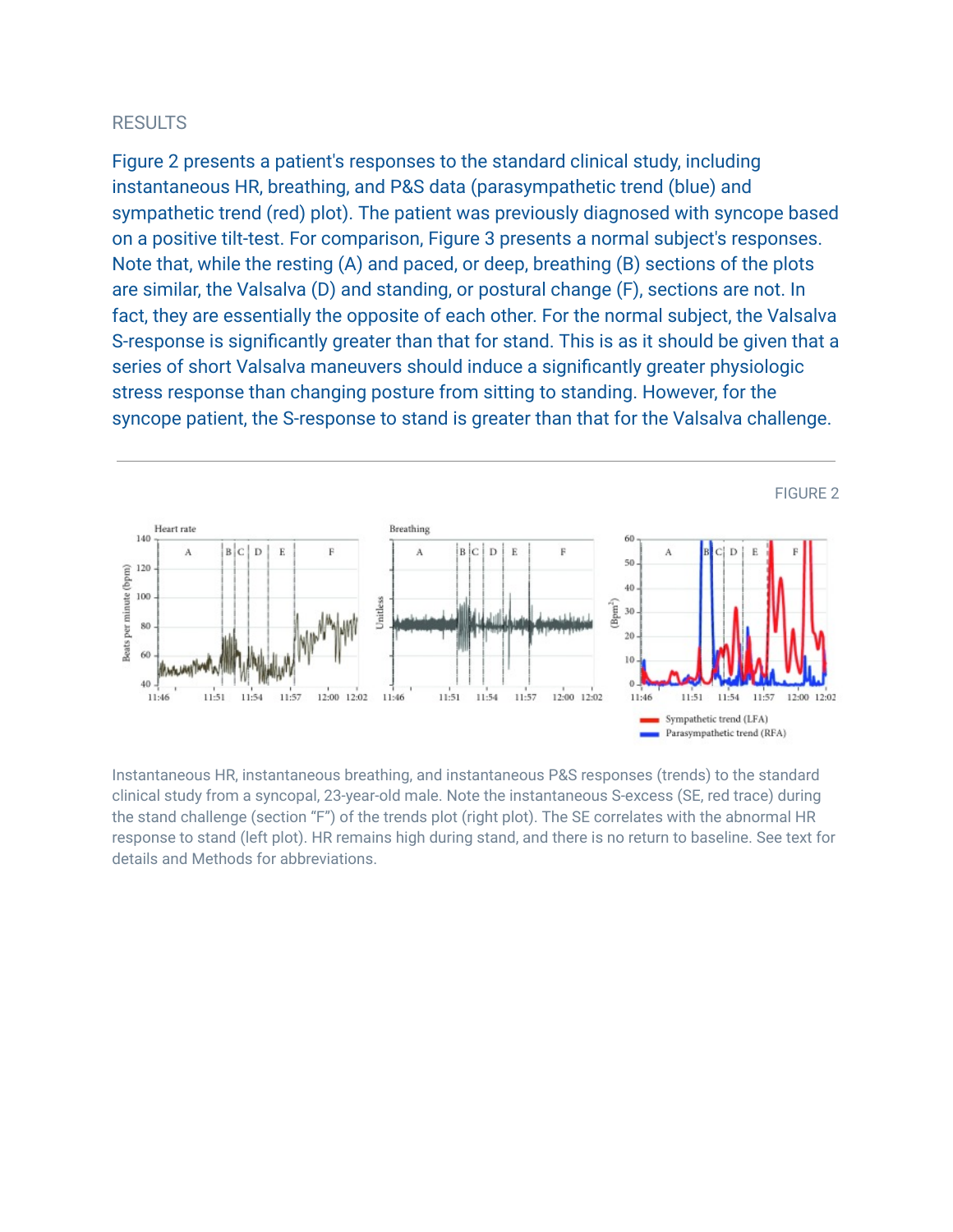RESULTS

Figure 2 presents a patient's responses to the standard clinical study, including instantaneous HR, breathing, and P&S data (parasympathetic trend (blue) and sympathetic trend (red) plot). The patient was previously diagnosed with syncope based on a positive tilt-test. For comparison, Figure 3 presents a normal subject's responses. Note that, while the resting (A) and paced, or deep, breathing (B) sections of the plots are similar, the Valsalva (D) and standing, or postural change (F), sections are not. In fact, they are essentially the opposite of each other. For the normal subject, the Valsalva S-response is significantly greater than that for stand. This is as it should be given that a series of short Valsalva maneuvers should induce a significantly greater physiologic stress response than changing posture from sitting to standing. However, for the syncope patient, the S-response to stand is greater than that for the Valsalva challenge.

---

FIGURE 2

Instantaneous HR, instantaneous breathing, and instantaneous P&S responses (trends) to the standard clinical study from a syncopal, 23-year-old male. Note the instantaneous S-excess (SE, red trace) during the stand challenge (section "F") of the trends plot (right plot). The SE correlates with the abnormal HR response to stand (left plot). HR remains high during stand, and there is no return to baseline. See text for details and Methods for abbreviations.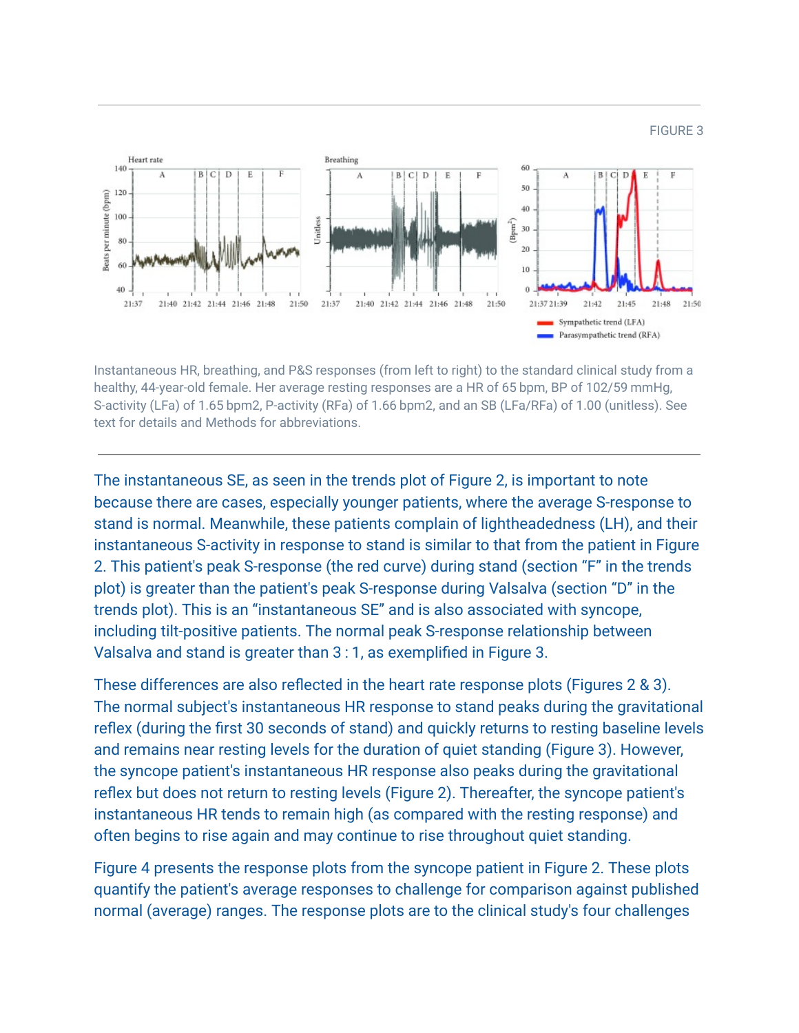FIGURE 3

Instantaneous HR, breathing, and P&S responses (from left to right) to the standard clinical study from a healthy, 44-year-old female. Her average resting responses are a HR of 65 bpm, BP of 102/59 mmHg, S-activity (LFa) of 1.65 bpm2, P-activity (RFa) of 1.66 bpm2, and an SB (LFa/RFa) of 1.00 (unitless). See text for details and Methods for abbreviations.

The instantaneous SE, as seen in the trends plot of Figure 2, is important to note because there are cases, especially younger patients, where the average S-response to stand is normal. Meanwhile, these patients complain of lightheadedness (LH), and their instantaneous S-activity in response to stand is similar to that from the patient in Figure 2. This patient's peak S-response (the red curve) during stand (section "F" in the trends plot) is greater than the patient's peak S-response during Valsalva (section "D" in the trends plot). This is an "instantaneous SE" and is also associated with syncope, including tilt-positive patients. The normal peak S-response relationship between Valsalva and stand is greater than 3 : 1, as exemplified in Figure 3.

These differences are also reflected in the heart rate response plots (Figures 2 & 3). The normal subject's instantaneous HR response to stand peaks during the gravitational reflex (during the first 30 seconds of stand) and quickly returns to resting baseline levels and remains near resting levels for the duration of quiet standing (Figure 3). However, the syncope patient's instantaneous HR response also peaks during the gravitational reflex but does not return to resting levels (Figure 2). Thereafter, the syncope patient's instantaneous HR tends to remain high (as compared with the resting response) and often begins to rise again and may continue to rise throughout quiet standing.

Figure 4 presents the response plots from the syncope patient in Figure 2. These plots quantify the patient's average responses to challenge for comparison against published normal (average) ranges. The response plots are to the clinical study's four challenges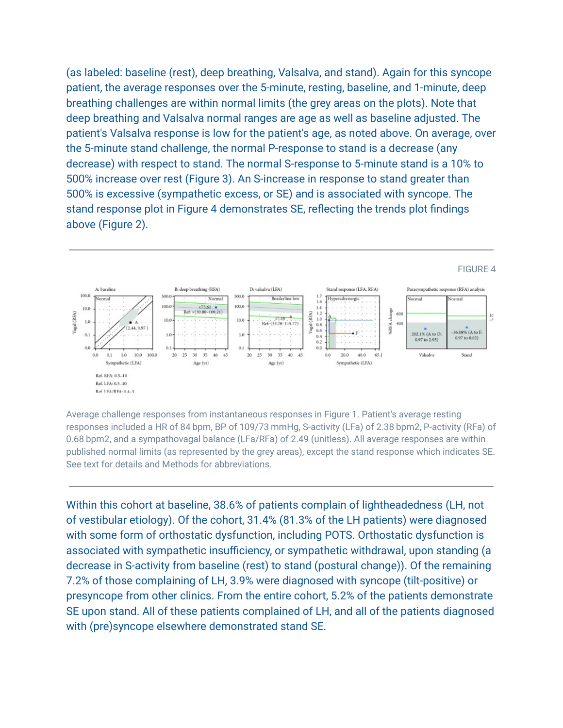(as labeled: baseline (rest), deep breathing, Valsalva, and stand). Again for this syncope patient, the average responses over the 5-minute, resting, baseline, and 1-minute, deep breathing challenges are within normal limits (the grey areas on the plots). Note that deep breathing and Valsalva normal ranges are age as well as baseline adjusted. The patient's Valsalva response is low for the patient's age, as noted above. On average, over the 5-minute stand challenge, the normal P-response to stand is a decrease (any decrease) with respect to stand. The normal S-response to 5-minute stand is a 10% to 500% increase over rest (Figure 3). An S-increase in response to stand greater than 500% is excessive (sympathetic excess, or SE) and is associated with syncope. The stand response plot in Figure 4 demonstrates SE, reflecting the trends plot findings above (Figure 2).

FIGURE 4

Average challenge responses from instantaneous responses in Figure 1. Patient's average resting responses included a HR of 84 bpm, BP of 109/73 mmHg, S-activity (LFa) of 2.38 bpm2, P-activity (RFa) of 0.68 bpm2, and a sympathovagal balance (LFa/RFa) of 2.49 (unitless). All average responses are within published normal limits (as represented by the grey areas), except the stand response which indicates SE. See text for details and Methods for abbreviations.

Within this cohort at baseline, 38.6% of patients complain of lightheadedness (LH, not of vestibular etiology). Of the cohort, 31.4% (81.3% of the LH patients) were diagnosed with some form of orthostatic dysfunction, including POTS. Orthostatic dysfunction is associated with sympathetic insufficiency, or sympathetic withdrawal, upon standing (a decrease in S-activity from baseline (rest) to stand (postural change)). Of the remaining 7.2% of those complaining of LH, 3.9% were diagnosed with syncope (tilt-positive) or presyncope from other clinics. From the entire cohort, 5.2% of the patients demonstrate SE upon stand. All of these patients complained of LH, and all of the patients diagnosed with (pre)syncope elsewhere demonstrated stand SE.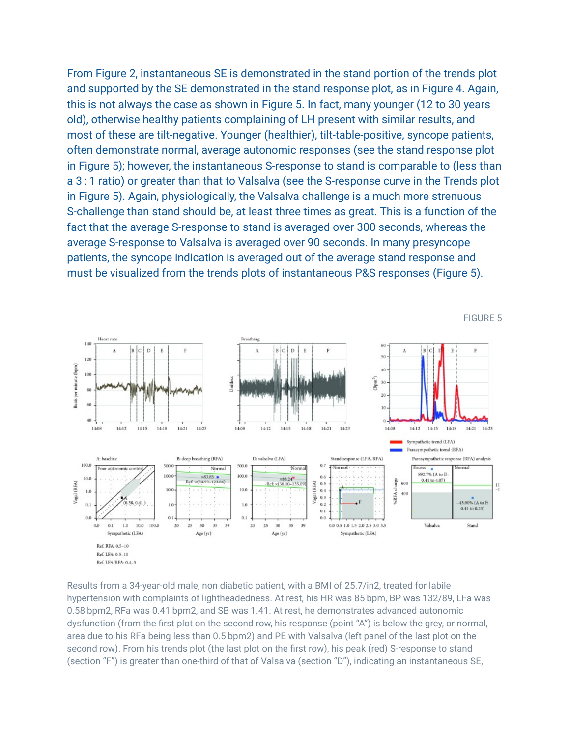From Figure 2, instantaneous SE is demonstrated in the stand portion of the trends plot and supported by the SE demonstrated in the stand response plot, as in Figure 4. Again, this is not always the case as shown in Figure 5. In fact, many younger (12 to 30 years old), otherwise healthy patients complaining of LH present with similar results, and most of these are tilt-negative. Younger (healthier), tilt-table-positive, syncope patients, often demonstrate normal, average autonomic responses (see the stand response plot in Figure 5); however, the instantaneous S-response to stand is comparable to (less than a 3 : 1 ratio) or greater than that to Valsalva (see the S-response curve in the Trends plot in Figure 5). Again, physiologically, the Valsalva challenge is a much more strenuous S-challenge than stand should be, at least three times as great. This is a function of the fact that the average S-response to stand is averaged over 300 seconds, whereas the average S-response to Valsalva is averaged over 90 seconds. In many presyncope patients, the syncope indication is averaged out of the average stand response and must be visualized from the trends plots of instantaneous P&S responses (Figure 5).

---

FIGURE 5

Results from a 34-year-old male, non diabetic patient, with a BMI of 25.7/in2, treated for labile hypertension with complaints of lightheadedness. At rest, his HR was 85 bpm, BP was 132/89, LFa was 0.58 bpm2, RFa was 0.41 bpm2, and SB was 1.41. At rest, he demonstrates advanced autonomic dysfunction (from the first plot on the second row, his response (point "A") is below the grey, or normal, area due to his RFa being less than 0.5 bpm2) and PE with Valsalva (left panel of the last plot on the second row). From his trends plot (the last plot on the first row), his peak (red) S-response to stand (section "F") is greater than one-third of that of Valsalva (section "D"), indicating an instantaneous SE,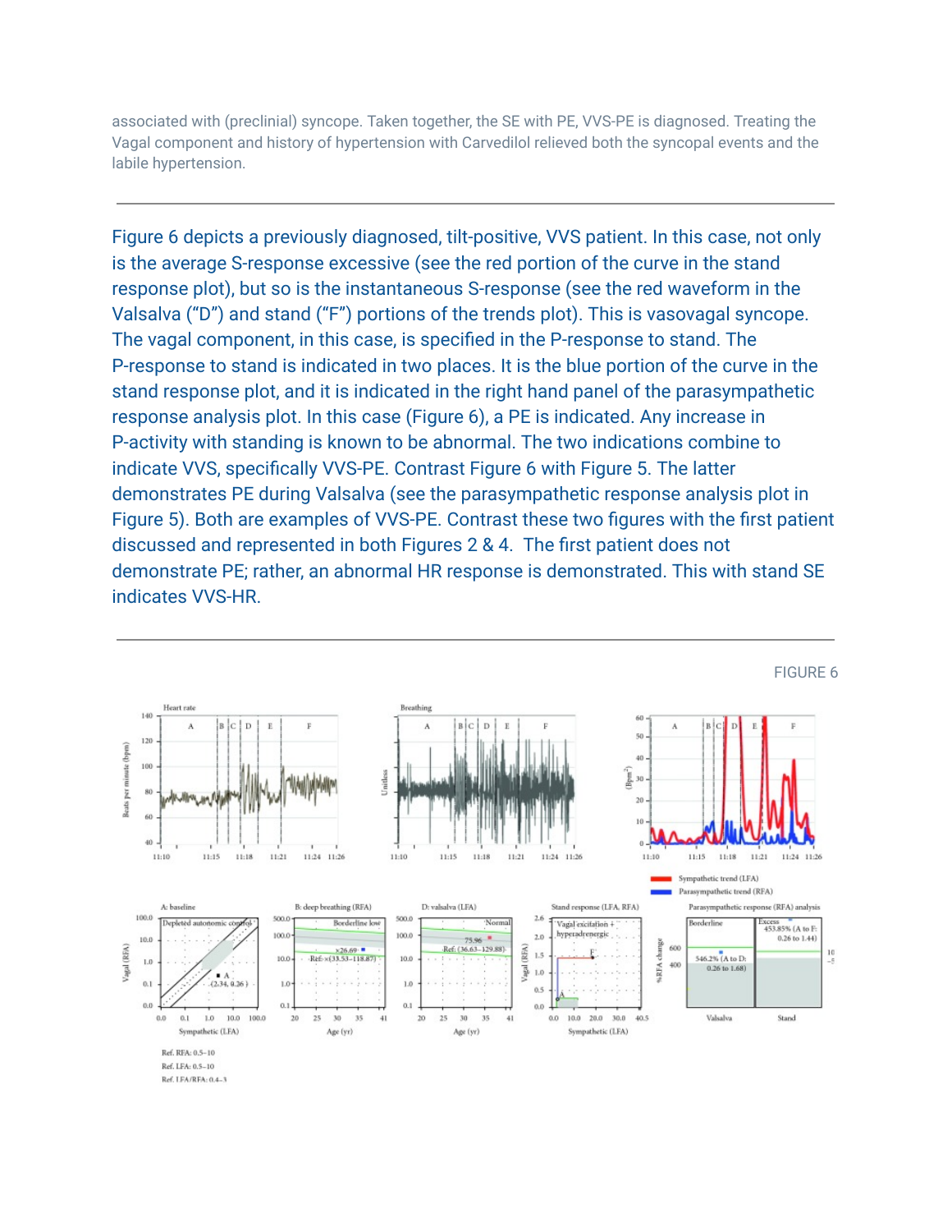associated with (preclinial) syncope. Taken together, the SE with PE, VVS-PE is diagnosed. Treating the Vagal component and history of hypertension with Carvedilol relieved both the syncopal events and the labile hypertension.

---

Figure 6 depicts a previously diagnosed, tilt-positive, VVS patient. In this case, not only is the average S-response excessive (see the red portion of the curve in the stand response plot), but so is the instantaneous S-response (see the red waveform in the Valsalva ("D") and stand ("F") portions of the trends plot). This is vasovagal syncope. The vagal component, in this case, is specified in the P-response to stand. The P-response to stand is indicated in two places. It is the blue portion of the curve in the stand response plot, and it is indicated in the right hand panel of the parasympathetic response analysis plot. In this case (Figure 6), a PE is indicated. Any increase in P-activity with standing is known to be abnormal. The two indications combine to indicate VVS, specifically VVS-PE. Contrast Figure 6 with Figure 5. The latter demonstrates PE during Valsalva (see the parasympathetic response analysis plot in Figure 5). Both are examples of VVS-PE. Contrast these two figures with the first patient discussed and represented in both Figures 2 & 4. The first patient does not demonstrate PE; rather, an abnormal HR response is demonstrated. This with stand SE indicates VVS-HR.

---

FIGURE 6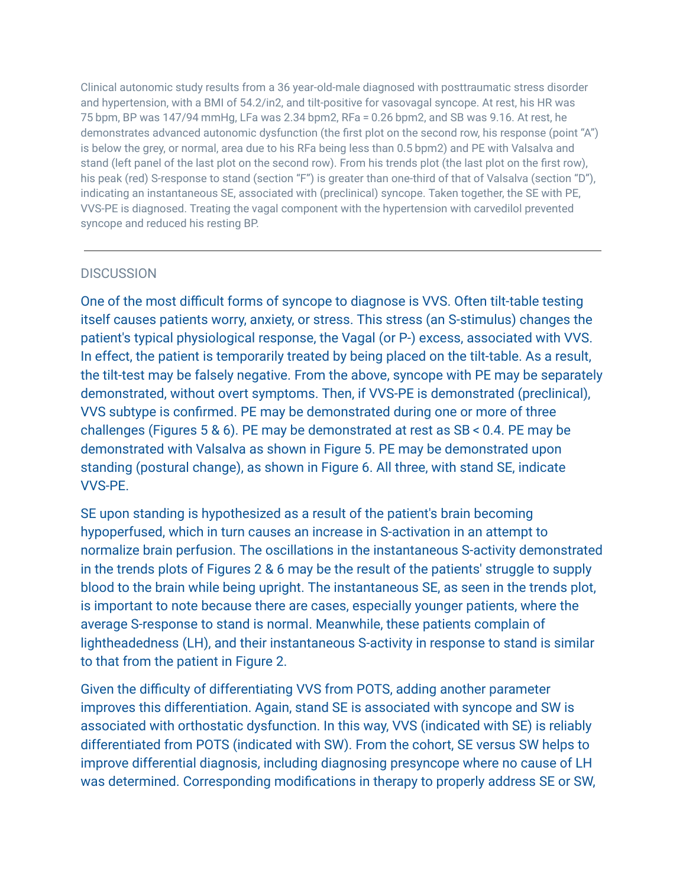Clinical autonomic study results from a 36 year-old-male diagnosed with posttraumatic stress disorder and hypertension, with a BMI of 54.2/in2, and tilt-positive for vasovagal syncope. At rest, his HR was 75 bpm, BP was 147/94 mmHg, LFa was 2.34 bpm2, RFa = 0.26 bpm2, and SB was 9.16. At rest, he demonstrates advanced autonomic dysfunction (the first plot on the second row, his response (point "A") is below the grey, or normal, area due to his RFa being less than 0.5 bpm2) and PE with Valsalva and stand (left panel of the last plot on the second row). From his trends plot (the last plot on the first row), his peak (red) S-response to stand (section "F") is greater than one-third of that of Valsalva (section "D"), indicating an instantaneous SE, associated with (preclinical) syncope. Taken together, the SE with PE, VVS-PE is diagnosed. Treating the vagal component with the hypertension with carvedilol prevented syncope and reduced his resting BP.

---

## DISCUSSION

One of the most difficult forms of syncope to diagnose is VVS. Often tilt-table testing itself causes patients worry, anxiety, or stress. This stress (an S-stimulus) changes the patient's typical physiological response, the Vagal (or P-) excess, associated with VVS. In effect, the patient is temporarily treated by being placed on the tilt-table. As a result, the tilt-test may be falsely negative. From the above, syncope with PE may be separately demonstrated, without overt symptoms. Then, if VVS-PE is demonstrated (preclinical), VVS subtype is confirmed. PE may be demonstrated during one or more of three challenges (Figures 5 & 6). PE may be demonstrated at rest as SB < 0.4. PE may be demonstrated with Valsalva as shown in Figure 5. PE may be demonstrated upon standing (postural change), as shown in Figure 6. All three, with stand SE, indicate VVS-PE.

SE upon standing is hypothesized as a result of the patient's brain becoming hypoperfused, which in turn causes an increase in S-activation in an attempt to normalize brain perfusion. The oscillations in the instantaneous S-activity demonstrated in the trends plots of Figures 2 & 6 may be the result of the patients' struggle to supply blood to the brain while being upright. The instantaneous SE, as seen in the trends plot, is important to note because there are cases, especially younger patients, where the average S-response to stand is normal. Meanwhile, these patients complain of lightheadedness (LH), and their instantaneous S-activity in response to stand is similar to that from the patient in Figure 2.

Given the difficulty of differentiating VVS from POTS, adding another parameter improves this differentiation. Again, stand SE is associated with syncope and SW is associated with orthostatic dysfunction. In this way, VVS (indicated with SE) is reliably differentiated from POTS (indicated with SW). From the cohort, SE versus SW helps to improve differential diagnosis, including diagnosing presyncope where no cause of LH was determined. Corresponding modifications in therapy to properly address SE or SW,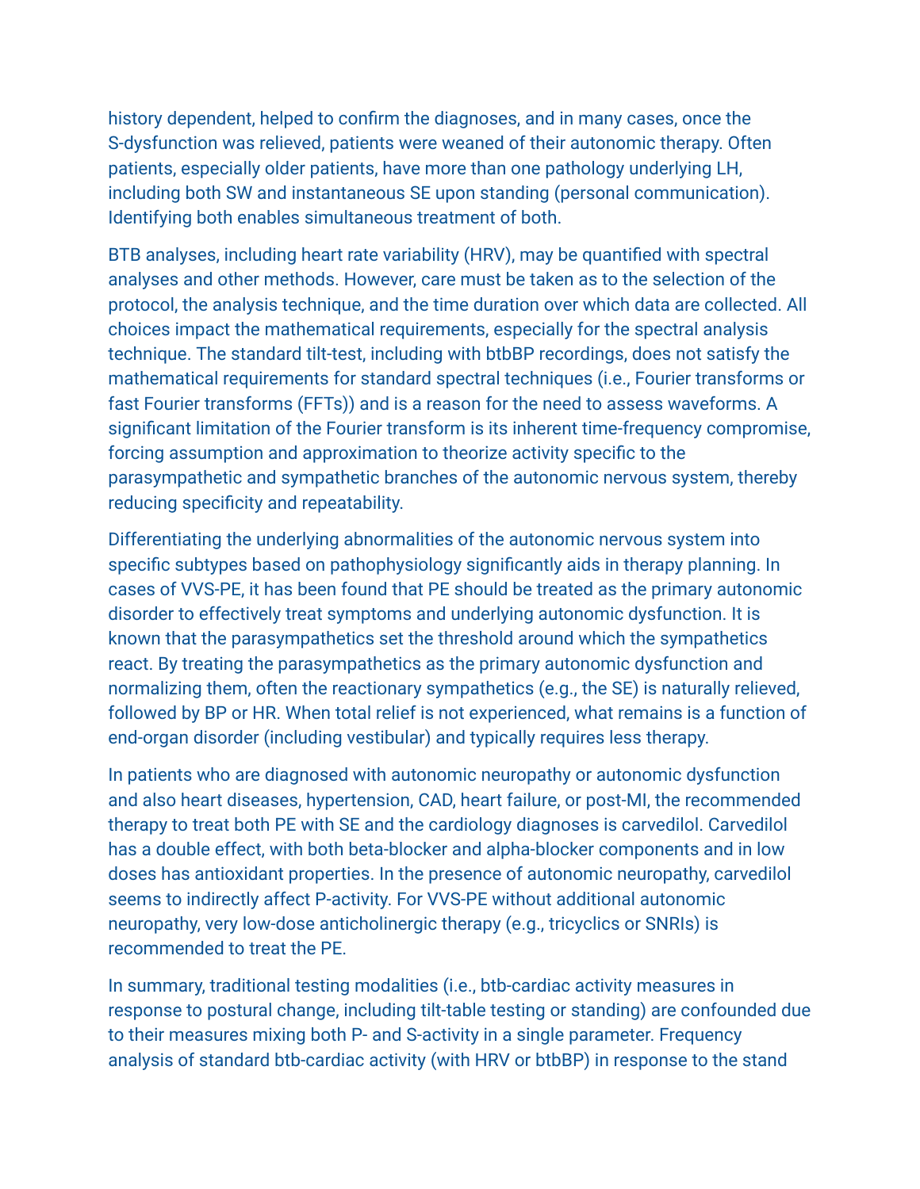history dependent, helped to confirm the diagnoses, and in many cases, once the S-dysfunction was relieved, patients were weaned of their autonomic therapy. Often patients, especially older patients, have more than one pathology underlying LH, including both SW and instantaneous SE upon standing (personal communication). Identifying both enables simultaneous treatment of both.

BTB analyses, including heart rate variability (HRV), may be quantified with spectral analyses and other methods. However, care must be taken as to the selection of the protocol, the analysis technique, and the time duration over which data are collected. All choices impact the mathematical requirements, especially for the spectral analysis technique. The standard tilt-test, including with btbBP recordings, does not satisfy the mathematical requirements for standard spectral techniques (i.e., Fourier transforms or fast Fourier transforms (FFTs)) and is a reason for the need to assess waveforms. A significant limitation of the Fourier transform is its inherent time-frequency compromise, forcing assumption and approximation to theorize activity specific to the parasympathetic and sympathetic branches of the autonomic nervous system, thereby reducing specificity and repeatability.

Differentiating the underlying abnormalities of the autonomic nervous system into specific subtypes based on pathophysiology significantly aids in therapy planning. In cases of VVS-PE, it has been found that PE should be treated as the primary autonomic disorder to effectively treat symptoms and underlying autonomic dysfunction. It is known that the parasympathetics set the threshold around which the sympathetics react. By treating the parasympathetics as the primary autonomic dysfunction and normalizing them, often the reactionary sympathetics (e.g., the SE) is naturally relieved, followed by BP or HR. When total relief is not experienced, what remains is a function of end-organ disorder (including vestibular) and typically requires less therapy.

In patients who are diagnosed with autonomic neuropathy or autonomic dysfunction and also heart diseases, hypertension, CAD, heart failure, or post-MI, the recommended therapy to treat both PE with SE and the cardiology diagnoses is carvedilol. Carvedilol has a double effect, with both beta-blocker and alpha-blocker components and in low doses has antioxidant properties. In the presence of autonomic neuropathy, carvedilol seems to indirectly affect P-activity. For VVS-PE without additional autonomic neuropathy, very low-dose anticholinergic therapy (e.g., tricyclics or SNRIs) is recommended to treat the PE.

In summary, traditional testing modalities (i.e., btb-cardiac activity measures in response to postural change, including tilt-table testing or standing) are confounded due to their measures mixing both P- and S-activity in a single parameter. Frequency analysis of standard btb-cardiac activity (with HRV or btbBP) in response to the stand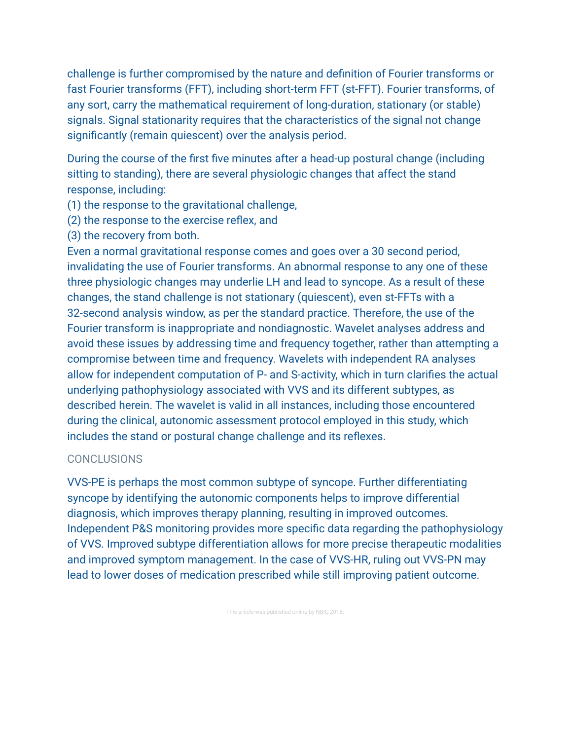challenge is further compromised by the nature and definition of Fourier transforms or fast Fourier transforms (FFT), including short-term FFT (st-FFT). Fourier transforms, of any sort, carry the mathematical requirement of long-duration, stationary (or stable) signals. Signal stationarity requires that the characteristics of the signal not change significantly (remain quiescent) over the analysis period.

During the course of the first five minutes after a head-up postural change (including sitting to standing), there are several physiologic changes that affect the stand response, including:
(1) the response to the gravitational challenge,
(2) the response to the exercise reflex, and
(3) the recovery from both.
Even a normal gravitational response comes and goes over a 30 second period, invalidating the use of Fourier transforms. An abnormal response to any one of these three physiologic changes may underlie LH and lead to syncope. As a result of these changes, the stand challenge is not stationary (quiescent), even st-FFTs with a 32-second analysis window, as per the standard practice. Therefore, the use of the Fourier transform is inappropriate and nondiagnostic. Wavelet analyses address and avoid these issues by addressing time and frequency together, rather than attempting a compromise between time and frequency. Wavelets with independent RA analyses allow for independent computation of P- and S-activity, which in turn clarifies the actual underlying pathophysiology associated with VVS and its different subtypes, as described herein. The wavelet is valid in all instances, including those encountered during the clinical, autonomic assessment protocol employed in this study, which includes the stand or postural change challenge and its reflexes.

## CONCLUSIONS

VVS-PE is perhaps the most common subtype of syncope. Further differentiating syncope by identifying the autonomic components helps to improve differential diagnosis, which improves therapy planning, resulting in improved outcomes. Independent P&S monitoring provides more specific data regarding the pathophysiology of VVS. Improved subtype differentiation allows for more precise therapeutic modalities and improved symptom management. In the case of VVS-HR, ruling out VVS-PN may lead to lower doses of medication prescribed while still improving patient outcome.

This article was published online by NBIC 2018.